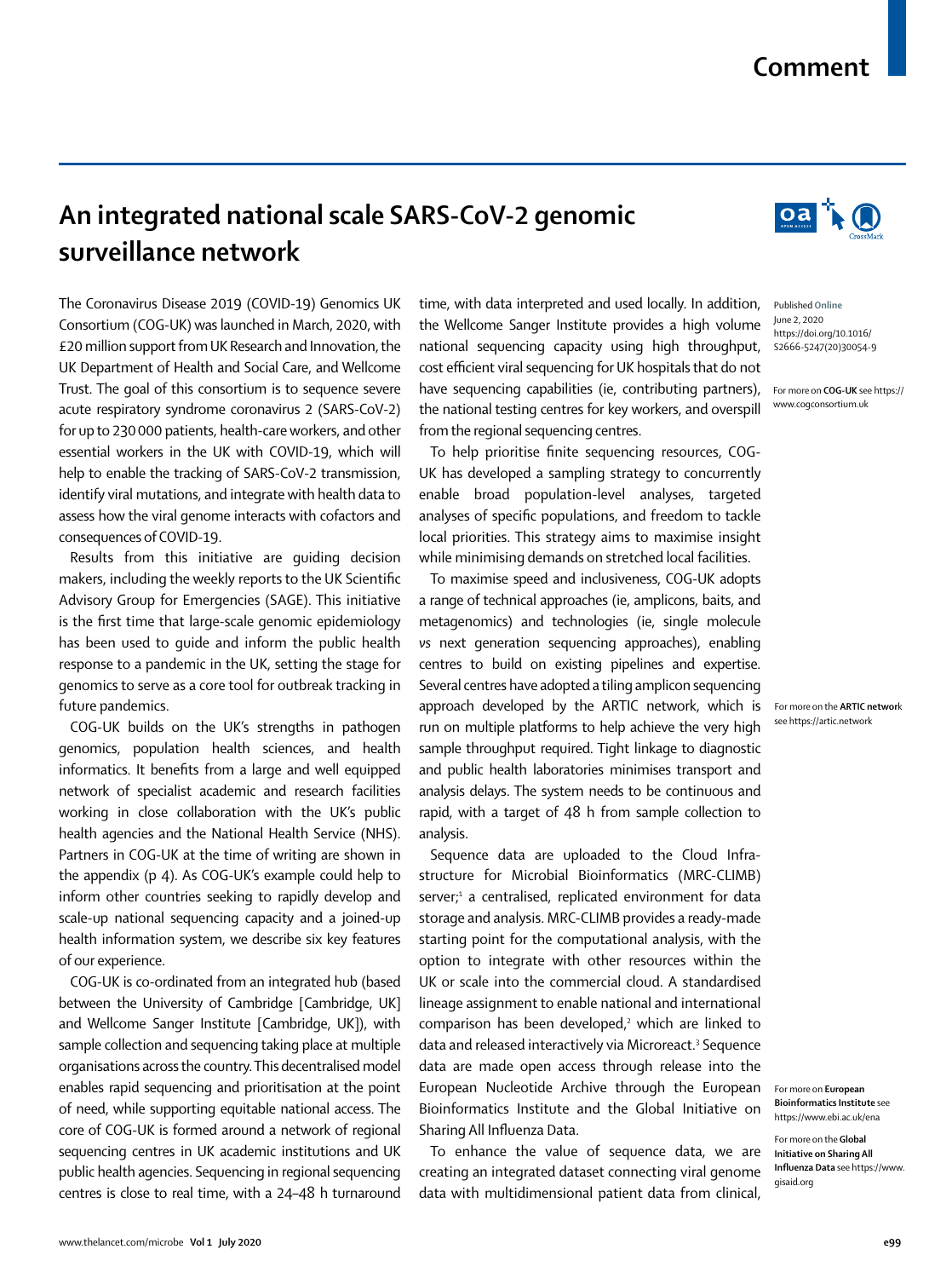# An integrated national scale SARS-CoV-2 genomic surveillance network

The Coronavirus Disease 2019 (COVID-19) Genomics UK Consortium (COG-UK) was launched in March, 2020, with £20 million support from UK Research and Innovation, the UK Department of Health and Social Care, and Wellcome Trust. The goal of this consortium is to sequence severe acute respiratory syndrome coronavirus 2 (SARS-CoV-2) for up to 230 000 patients, health-care workers, and other essential workers in the UK with COVID-19, which will help to enable the tracking of SARS-CoV-2 transmission, identify viral mutations, and integrate with health data to assess how the viral genome interacts with cofactors and consequences of COVID-19.

Results from this initiative are guiding decision makers, including the weekly reports to the UK Scientific Advisory Group for Emergencies (SAGE). This initiative is the first time that large-scale genomic epidemiology has been used to guide and inform the public health response to a pandemic in the UK, setting the stage for genomics to serve as a core tool for outbreak tracking in future pandemics.

COG-UK builds on the UK's strengths in pathogen genomics, population health sciences, and health informatics. It benefits from a large and well equipped network of specialist academic and research facilities working in close collaboration with the UK's public health agencies and the National Health Service (NHS). Partners in COG-UK at the time of writing are shown in the appendix (p 4). As COG-UK's example could help to inform other countries seeking to rapidly develop and scale-up national sequencing capacity and a joined-up health information system, we describe six key features of our experience.

COG-UK is co-ordinated from an integrated hub (based between the University of Cambridge [Cambridge, UK] and Wellcome Sanger Institute [Cambridge, UK]), with sample collection and sequencing taking place at multiple organisations across the country. This decentralised model enables rapid sequencing and prioritisation at the point of need, while supporting equitable national access. The core of COG-UK is formed around a network of regional sequencing centres in UK academic institutions and UK public health agencies. Sequencing in regional sequencing centres is close to real time, with a 24–48 h turnaround time, with data interpreted and used locally. In addition, the Wellcome Sanger Institute provides a high volume national sequencing capacity using high throughput, cost efficient viral sequencing for UK hospitals that do not have sequencing capabilities (ie, contributing partners), the national testing centres for key workers, and overspill from the regional sequencing centres.

To help prioritise finite sequencing resources, COG-UK has developed a sampling strategy to concurrently enable broad population-level analyses, targeted analyses of specific populations, and freedom to tackle local priorities. This strategy aims to maximise insight while minimising demands on stretched local facilities.

To maximise speed and inclusiveness, COG-UK adopts a range of technical approaches (ie, amplicons, baits, and metagenomics) and technologies (ie, single molecule *vs* next generation sequencing approaches), enabling centres to build on existing pipelines and expertise. Several centres have adopted a tiling amplicon sequencing approach developed by the ARTIC network, which is run on multiple platforms to help achieve the very high sample throughput required. Tight linkage to diagnostic and public health laboratories minimises transport and analysis delays. The system needs to be continuous and rapid, with a target of 48 h from sample collection to analysis.

Sequence data are uploaded to the Cloud Infrastructure for Microbial Bioinformatics (MRC-CLIMB) server;[1] a centralised, replicated environment for data storage and analysis. MRC-CLIMB provides a ready-made starting point for the computational analysis, with the option to integrate with other resources within the UK or scale into the commercial cloud. A standardised lineage assignment to enable national and international comparison has been developed,[2] which are linked to data and released interactively via Microreact.[3] Sequence data are made open access through release into the European Nucleotide Archive through the European Bioinformatics Institute and the Global Initiative on Sharing All Influenza Data.

To enhance the value of sequence data, we are creating an integrated dataset connecting viral genome data with multidimensional patient data from clinical,

Published Online June 2, 2020 https://doi.org/10.1016/S2666-5247(20)30054-9

For more on **COG-UK** see https://www.cogconsortium.uk

For more on the **ARTIC network** see https://artic.network

For more on **European Bioinformatics Institute** see https://www.ebi.ac.uk/ena

For more on the **Global Initiative on Sharing All Influenza Data** see https://www.gisaid.org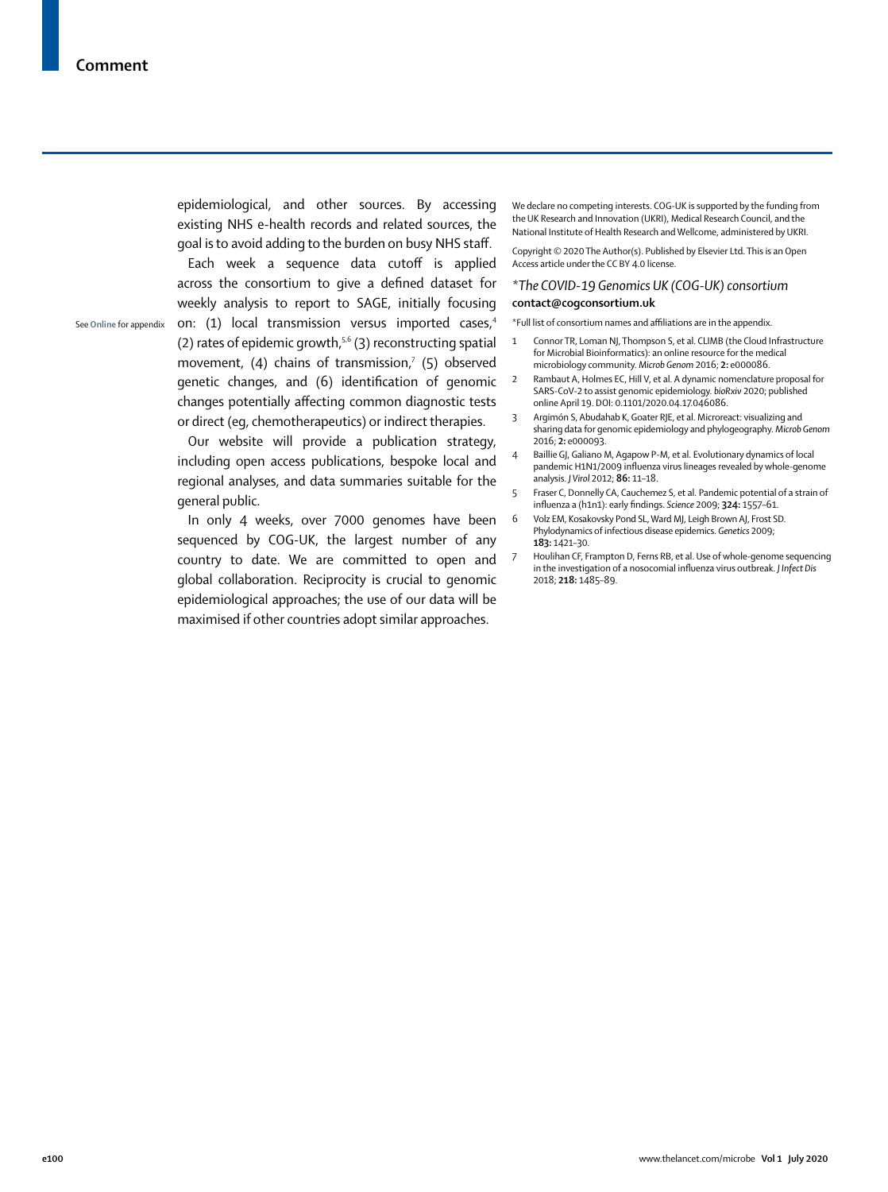epidemiological, and other sources. By accessing existing NHS e-health records and related sources, the goal is to avoid adding to the burden on busy NHS staff.

Each week a sequence data cutoff is applied across the consortium to give a defined dataset for weekly analysis to report to SAGE, initially focusing on: (1) local transmission versus imported cases,[4] (2) rates of epidemic growth,[5,6] (3) reconstructing spatial movement, (4) chains of transmission,[7] (5) observed genetic changes, and (6) identification of genomic changes potentially affecting common diagnostic tests or direct (eg, chemotherapeutics) or indirect therapies.

See Online for appendix

Our website will provide a publication strategy, including open access publications, bespoke local and regional analyses, and data summaries suitable for the general public.

In only 4 weeks, over 7000 genomes have been sequenced by COG-UK, the largest number of any country to date. We are committed to open and global collaboration. Reciprocity is crucial to genomic epidemiological approaches; the use of our data will be maximised if other countries adopt similar approaches.

We declare no competing interests. COG-UK is supported by the funding from the UK Research and Innovation (UKRI), Medical Research Council, and the National Institute of Health Research and Wellcome, administered by UKRI.

Copyright © 2020 The Author(s). Published by Elsevier Ltd. This is an Open Access article under the CC BY 4.0 license.

*\*The COVID-19 Genomics UK (COG-UK) consortium*
**contact@cogconsortium.uk**

*Full list of consortium names and affiliations are in the appendix.

1. Connor TR, Loman NJ, Thompson S, et al. CLIMB (the Cloud Infrastructure for Microbial Bioinformatics): an online resource for the medical microbiology community. *Microb Genom* 2016; **2:** e000086.
2. Rambaut A, Holmes EC, Hill V, et al. A dynamic nomenclature proposal for SARS-CoV-2 to assist genomic epidemiology. *bioRxiv* 2020; published online April 19. DOI: 0.1101/2020.04.17.046086.
3. Argimón S, Abudahab K, Goater RJE, et al. Microreact: visualizing and sharing data for genomic epidemiology and phylogeography. *Microb Genom* 2016; **2:** e000093.
4. Baillie GJ, Galiano M, Agapow P-M, et al. Evolutionary dynamics of local pandemic H1N1/2009 influenza virus lineages revealed by whole-genome analysis. *J Virol* 2012; **86:** 11–18.
5. Fraser C, Donnelly CA, Cauchemez S, et al. Pandemic potential of a strain of influenza a (h1n1): early findings. *Science* 2009; **324:** 1557–61.
6. Volz EM, Kosakovsky Pond SL, Ward MJ, Leigh Brown AJ, Frost SD. Phylodynamics of infectious disease epidemics. *Genetics* 2009; **183:** 1421–30.
7. Houlihan CF, Frampton D, Ferns RB, et al. Use of whole-genome sequencing in the investigation of a nosocomial influenza virus outbreak. *J Infect Dis* 2018; **218:** 1485–89.